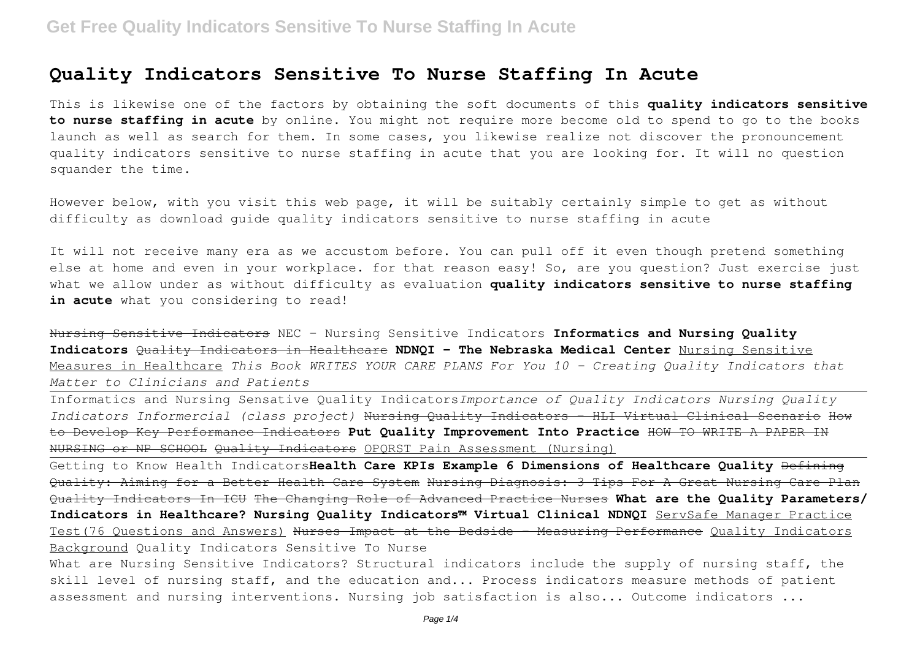# Quality Indicators Sensitive To Nurse Staffing In Acute

This is likewise one of the factors by obtaining the soft documents of this **quality indicators sensitive to nurse staffing in acute** by online. You might not require more become old to spend to go to the books launch as well as search for them. In some cases, you likewise realize not discover the pronouncement quality indicators sensitive to nurse staffing in acute that you are looking for. It will no question squander the time.

However below, with you visit this web page, it will be suitably certainly simple to get as without difficulty as download guide quality indicators sensitive to nurse staffing in acute

It will not receive many era as we accustom before. You can pull off it even though pretend something else at home and even in your workplace. for that reason easy! So, are you question? Just exercise just what we allow under as without difficulty as evaluation **quality indicators sensitive to nurse staffing in acute** what you considering to read!

~~Nursing Sensitive Indicators~~ NEC - Nursing Sensitive Indicators **Informatics and Nursing Quality Indicators** ~~Quality Indicators in Healthcare~~ **NDNQI - The Nebraska Medical Center** Nursing Sensitive Measures in Healthcare *This Book WRITES YOUR CARE PLANS For You 10 - Creating Quality Indicators that Matter to Clinicians and Patients*

Informatics and Nursing Sensative Quality Indicators*Importance of Quality Indicators Nursing Quality Indicators Informercial (class project)* ~~Nursing Quality Indicators - HLI Virtual Clinical Scenario~~ ~~How to Develop Key Performance Indicators~~ **Put Quality Improvement Into Practice** ~~HOW TO WRITE A PAPER IN NURSING or NP SCHOOL~~ ~~Quality Indicators~~ OPQRST Pain Assessment (Nursing)

Getting to Know Health Indicators**Health Care KPIs Example 6 Dimensions of Healthcare Quality** ~~Defining Quality: Aiming for a Better Health Care System~~ ~~Nursing Diagnosis: 3 Tips For A Great Nursing Care Plan~~ ~~Quality Indicators In ICU~~ ~~The Changing Role of Advanced Practice Nurses~~ **What are the Quality Parameters/ Indicators in Healthcare? Nursing Quality Indicators™ Virtual Clinical NDNQI** ServSafe Manager Practice Test(76 Questions and Answers) ~~Nurses Impact at the Bedside - Measuring Performance~~ Quality Indicators Background Quality Indicators Sensitive To Nurse

What are Nursing Sensitive Indicators? Structural indicators include the supply of nursing staff, the skill level of nursing staff, and the education and... Process indicators measure methods of patient assessment and nursing interventions. Nursing job satisfaction is also... Outcome indicators ...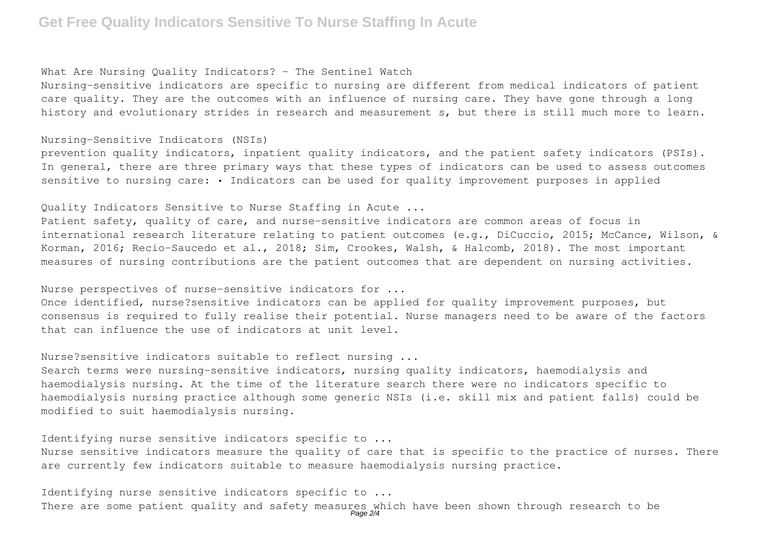What Are Nursing Quality Indicators? - The Sentinel Watch

Nursing-sensitive indicators are specific to nursing are different from medical indicators of patient care quality. They are the outcomes with an influence of nursing care. They have gone through a long history and evolutionary strides in research and measurement s, but there is still much more to learn.

Nursing-Sensitive Indicators (NSIs)

prevention quality indicators, inpatient quality indicators, and the patient safety indicators (PSIs). In general, there are three primary ways that these types of indicators can be used to assess outcomes sensitive to nursing care: • Indicators can be used for quality improvement purposes in applied

Quality Indicators Sensitive to Nurse Staffing in Acute ...

Patient safety, quality of care, and nurse-sensitive indicators are common areas of focus in international research literature relating to patient outcomes (e.g., DiCuccio, 2015; McCance, Wilson, & Korman, 2016; Recio-Saucedo et al., 2018; Sim, Crookes, Walsh, & Halcomb, 2018). The most important measures of nursing contributions are the patient outcomes that are dependent on nursing activities.

Nurse perspectives of nurse-sensitive indicators for ...

Once identified, nurse?sensitive indicators can be applied for quality improvement purposes, but consensus is required to fully realise their potential. Nurse managers need to be aware of the factors that can influence the use of indicators at unit level.

Nurse?sensitive indicators suitable to reflect nursing ...

Search terms were nursing-sensitive indicators, nursing quality indicators, haemodialysis and haemodialysis nursing. At the time of the literature search there were no indicators specific to haemodialysis nursing practice although some generic NSIs (i.e. skill mix and patient falls) could be modified to suit haemodialysis nursing.

Identifying nurse sensitive indicators specific to ...

Nurse sensitive indicators measure the quality of care that is specific to the practice of nurses. There are currently few indicators suitable to measure haemodialysis nursing practice.

Identifying nurse sensitive indicators specific to ...

There are some patient quality and safety measures which have been shown through research to be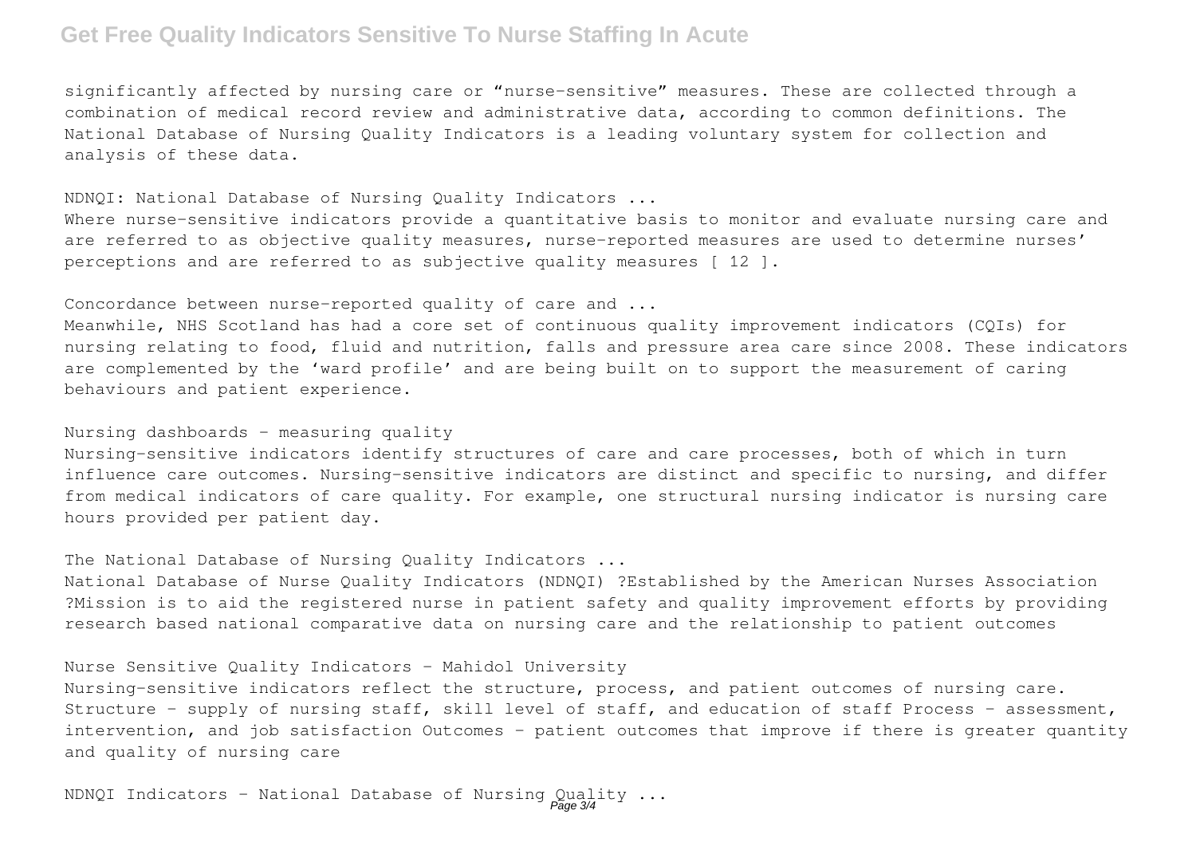significantly affected by nursing care or "nurse-sensitive" measures. These are collected through a combination of medical record review and administrative data, according to common definitions. The National Database of Nursing Quality Indicators is a leading voluntary system for collection and analysis of these data.

NDNQI: National Database of Nursing Quality Indicators ...

Where nurse-sensitive indicators provide a quantitative basis to monitor and evaluate nursing care and are referred to as objective quality measures, nurse-reported measures are used to determine nurses' perceptions and are referred to as subjective quality measures [ 12 ].

Concordance between nurse-reported quality of care and ...

Meanwhile, NHS Scotland has had a core set of continuous quality improvement indicators (CQIs) for nursing relating to food, fluid and nutrition, falls and pressure area care since 2008. These indicators are complemented by the 'ward profile' and are being built on to support the measurement of caring behaviours and patient experience.

Nursing dashboards - measuring quality

Nursing-sensitive indicators identify structures of care and care processes, both of which in turn influence care outcomes. Nursing-sensitive indicators are distinct and specific to nursing, and differ from medical indicators of care quality. For example, one structural nursing indicator is nursing care hours provided per patient day.

The National Database of Nursing Quality Indicators ...

National Database of Nurse Quality Indicators (NDNQI) ?Established by the American Nurses Association ?Mission is to aid the registered nurse in patient safety and quality improvement efforts by providing research based national comparative data on nursing care and the relationship to patient outcomes

Nurse Sensitive Quality Indicators - Mahidol University

Nursing-sensitive indicators reflect the structure, process, and patient outcomes of nursing care. Structure – supply of nursing staff, skill level of staff, and education of staff Process – assessment, intervention, and job satisfaction Outcomes – patient outcomes that improve if there is greater quantity and quality of nursing care

NDNQI Indicators - National Database of Nursing Quality ...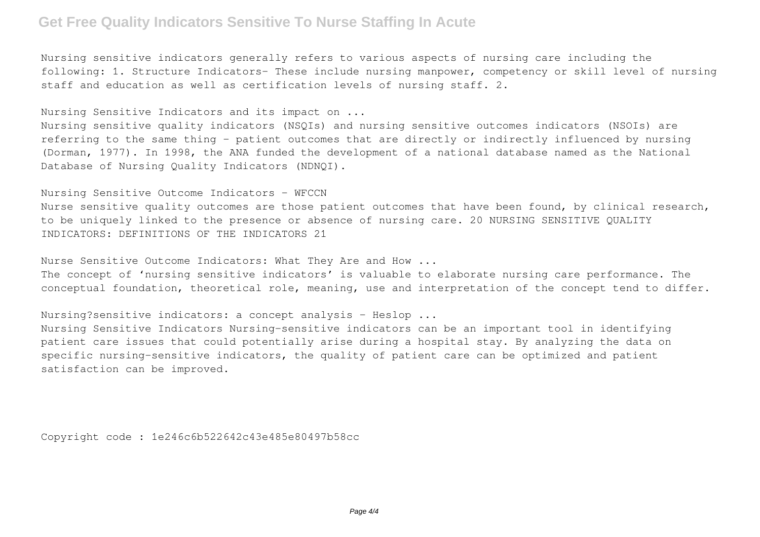Nursing sensitive indicators generally refers to various aspects of nursing care including the following: 1. Structure Indicators- These include nursing manpower, competency or skill level of nursing staff and education as well as certification levels of nursing staff. 2.

Nursing Sensitive Indicators and its impact on ...

Nursing sensitive quality indicators (NSQIs) and nursing sensitive outcomes indicators (NSOIs) are referring to the same thing – patient outcomes that are directly or indirectly influenced by nursing (Dorman, 1977). In 1998, the ANA funded the development of a national database named as the National Database of Nursing Quality Indicators (NDNQI).

Nursing Sensitive Outcome Indicators - WFCCN

Nurse sensitive quality outcomes are those patient outcomes that have been found, by clinical research, to be uniquely linked to the presence or absence of nursing care. 20 NURSING SENSITIVE QUALITY INDICATORS: DEFINITIONS OF THE INDICATORS 21

Nurse Sensitive Outcome Indicators: What They Are and How ...

The concept of 'nursing sensitive indicators' is valuable to elaborate nursing care performance. The conceptual foundation, theoretical role, meaning, use and interpretation of the concept tend to differ.

Nursing?sensitive indicators: a concept analysis - Heslop ...

Nursing Sensitive Indicators Nursing-sensitive indicators can be an important tool in identifying patient care issues that could potentially arise during a hospital stay. By analyzing the data on specific nursing-sensitive indicators, the quality of patient care can be optimized and patient satisfaction can be improved.

Copyright code : 1e246c6b522642c43e485e80497b58cc